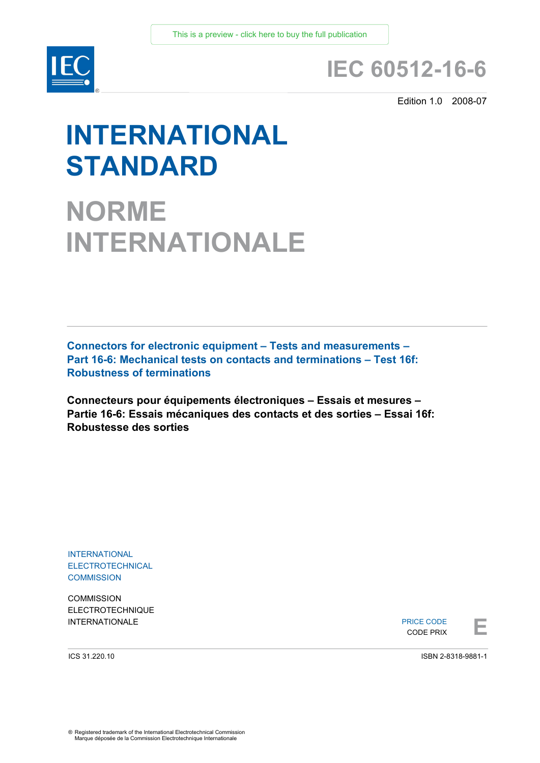This is a preview - click here to buy the full publication

# IEC 60512-16-6

Edition 1.0 2008-07

# INTERNATIONAL STANDARD

# NORME INTERNATIONALE

**Connectors for electronic equipment – Tests and measurements – Part 16-6: Mechanical tests on contacts and terminations – Test 16f: Robustness of terminations**

**Connecteurs pour équipements électroniques – Essais et mesures – Partie 16-6: Essais mécaniques des contacts et des sorties – Essai 16f: Robustesse des sorties**

INTERNATIONAL
ELECTROTECHNICAL
COMMISSION

COMMISSION
ELECTROTECHNIQUE
INTERNATIONALE

PRICE CODE
CODE PRIX **E**

ICS 31.220.10

ISBN 2-8318-9881-1

® Registered trademark of the International Electrotechnical Commission
Marque déposée de la Commission Electrotechnique Internationale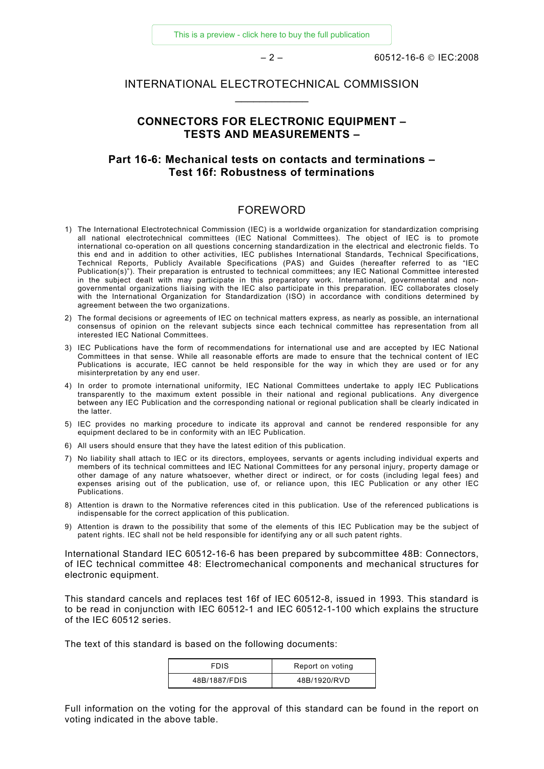# INTERNATIONAL ELECTROTECHNICAL COMMISSION

## CONNECTORS FOR ELECTRONIC EQUIPMENT – TESTS AND MEASUREMENTS –

## Part 16-6: Mechanical tests on contacts and terminations – Test 16f: Robustness of terminations

## FOREWORD

1) The International Electrotechnical Commission (IEC) is a worldwide organization for standardization comprising all national electrotechnical committees (IEC National Committees). The object of IEC is to promote international co-operation on all questions concerning standardization in the electrical and electronic fields. To this end and in addition to other activities, IEC publishes International Standards, Technical Specifications, Technical Reports, Publicly Available Specifications (PAS) and Guides (hereafter referred to as "IEC Publication(s)"). Their preparation is entrusted to technical committees; any IEC National Committee interested in the subject dealt with may participate in this preparatory work. International, governmental and non-governmental organizations liaising with the IEC also participate in this preparation. IEC collaborates closely with the International Organization for Standardization (ISO) in accordance with conditions determined by agreement between the two organizations.
2) The formal decisions or agreements of IEC on technical matters express, as nearly as possible, an international consensus of opinion on the relevant subjects since each technical committee has representation from all interested IEC National Committees.
3) IEC Publications have the form of recommendations for international use and are accepted by IEC National Committees in that sense. While all reasonable efforts are made to ensure that the technical content of IEC Publications is accurate, IEC cannot be held responsible for the way in which they are used or for any misinterpretation by any end user.
4) In order to promote international uniformity, IEC National Committees undertake to apply IEC Publications transparently to the maximum extent possible in their national and regional publications. Any divergence between any IEC Publication and the corresponding national or regional publication shall be clearly indicated in the latter.
5) IEC provides no marking procedure to indicate its approval and cannot be rendered responsible for any equipment declared to be in conformity with an IEC Publication.
6) All users should ensure that they have the latest edition of this publication.
7) No liability shall attach to IEC or its directors, employees, servants or agents including individual experts and members of its technical committees and IEC National Committees for any personal injury, property damage or other damage of any nature whatsoever, whether direct or indirect, or for costs (including legal fees) and expenses arising out of the publication, use of, or reliance upon, this IEC Publication or any other IEC Publications.
8) Attention is drawn to the Normative references cited in this publication. Use of the referenced publications is indispensable for the correct application of this publication.
9) Attention is drawn to the possibility that some of the elements of this IEC Publication may be the subject of patent rights. IEC shall not be held responsible for identifying any or all such patent rights.

International Standard IEC 60512-16-6 has been prepared by subcommittee 48B: Connectors, of IEC technical committee 48: Electromechanical components and mechanical structures for electronic equipment.

This standard cancels and replaces test 16f of IEC 60512-8, issued in 1993. This standard is to be read in conjunction with IEC 60512-1 and IEC 60512-1-100 which explains the structure of the IEC 60512 series.

The text of this standard is based on the following documents:

| FDIS | Report on voting |
|---|---|
| 48B/1887/FDIS | 48B/1920/RVD |

Full information on the voting for the approval of this standard can be found in the report on voting indicated in the above table.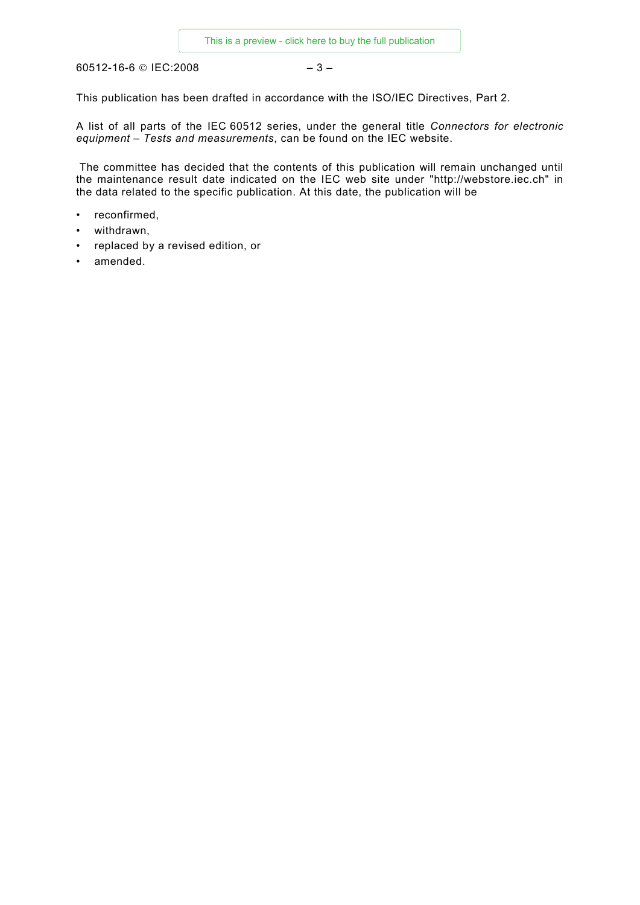This publication has been drafted in accordance with the ISO/IEC Directives, Part 2.

A list of all parts of the IEC 60512 series, under the general title *Connectors for electronic equipment – Tests and measurements*, can be found on the IEC website.

The committee has decided that the contents of this publication will remain unchanged until the maintenance result date indicated on the IEC web site under "http://webstore.iec.ch" in the data related to the specific publication. At this date, the publication will be

- reconfirmed,
- withdrawn,
- replaced by a revised edition, or
- amended.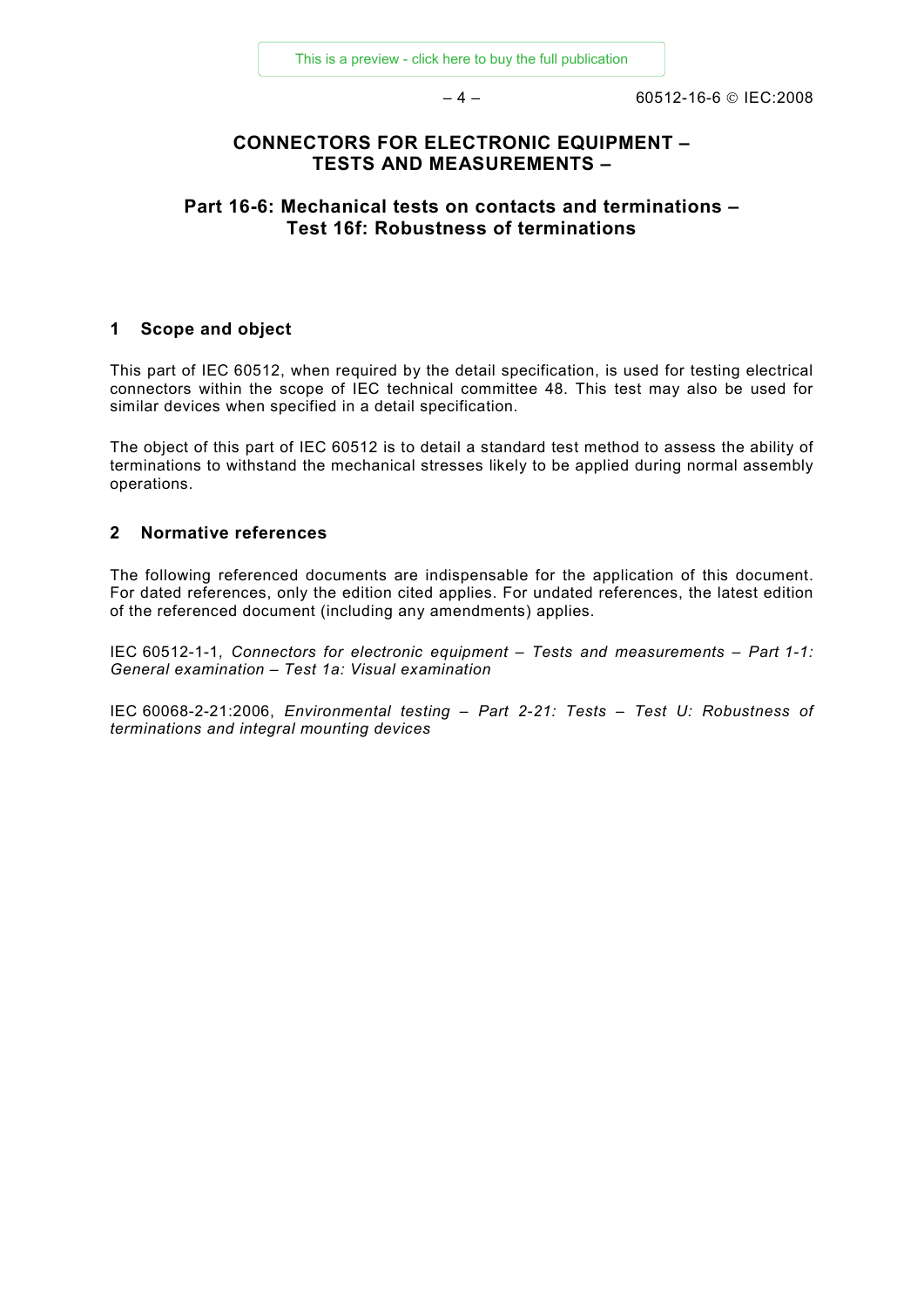# CONNECTORS FOR ELECTRONIC EQUIPMENT – TESTS AND MEASUREMENTS –

## Part 16-6: Mechanical tests on contacts and terminations – Test 16f: Robustness of terminations

## 1 Scope and object

This part of IEC 60512, when required by the detail specification, is used for testing electrical connectors within the scope of IEC technical committee 48. This test may also be used for similar devices when specified in a detail specification.

The object of this part of IEC 60512 is to detail a standard test method to assess the ability of terminations to withstand the mechanical stresses likely to be applied during normal assembly operations.

## 2 Normative references

The following referenced documents are indispensable for the application of this document. For dated references, only the edition cited applies. For undated references, the latest edition of the referenced document (including any amendments) applies.

IEC 60512-1-1, *Connectors for electronic equipment – Tests and measurements – Part 1-1: General examination – Test 1a: Visual examination*

IEC 60068-2-21:2006, *Environmental testing – Part 2-21: Tests – Test U: Robustness of terminations and integral mounting devices*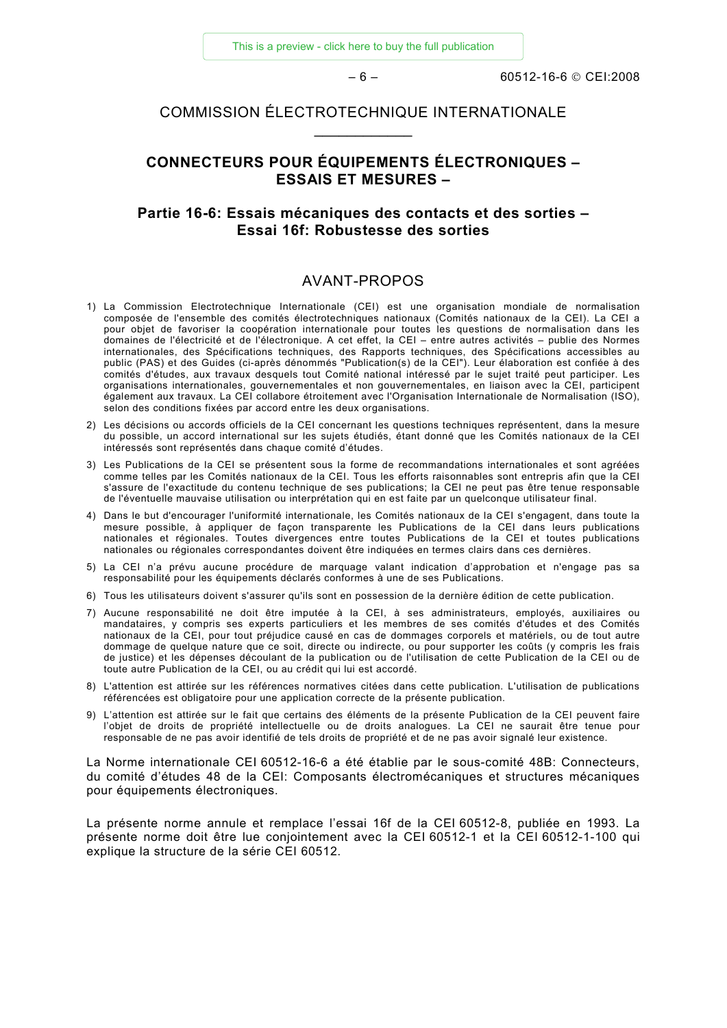COMMISSION ÉLECTROTECHNIQUE INTERNATIONALE

\_\_\_\_\_\_\_\_\_\_\_\_

# CONNECTEURS POUR ÉQUIPEMENTS ÉLECTRONIQUES – ESSAIS ET MESURES –

## Partie 16-6: Essais mécaniques des contacts et des sorties – Essai 16f: Robustesse des sorties

## AVANT-PROPOS

1) La Commission Electrotechnique Internationale (CEI) est une organisation mondiale de normalisation composée de l'ensemble des comités électrotechniques nationaux (Comités nationaux de la CEI). La CEI a pour objet de favoriser la coopération internationale pour toutes les questions de normalisation dans les domaines de l'électricité et de l'électronique. A cet effet, la CEI – entre autres activités – publie des Normes internationales, des Spécifications techniques, des Rapports techniques, des Spécifications accessibles au public (PAS) et des Guides (ci-après dénommés "Publication(s) de la CEI"). Leur élaboration est confiée à des comités d'études, aux travaux desquels tout Comité national intéressé par le sujet traité peut participer. Les organisations internationales, gouvernementales et non gouvernementales, en liaison avec la CEI, participent également aux travaux. La CEI collabore étroitement avec l'Organisation Internationale de Normalisation (ISO), selon des conditions fixées par accord entre les deux organisations.
2) Les décisions ou accords officiels de la CEI concernant les questions techniques représentent, dans la mesure du possible, un accord international sur les sujets étudiés, étant donné que les Comités nationaux de la CEI intéressés sont représentés dans chaque comité d'études.
3) Les Publications de la CEI se présentent sous la forme de recommandations internationales et sont agréées comme telles par les Comités nationaux de la CEI. Tous les efforts raisonnables sont entrepris afin que la CEI s'assure de l'exactitude du contenu technique de ses publications; la CEI ne peut pas être tenue responsable de l'éventuelle mauvaise utilisation ou interprétation qui en est faite par un quelconque utilisateur final.
4) Dans le but d'encourager l'uniformité internationale, les Comités nationaux de la CEI s'engagent, dans toute la mesure possible, à appliquer de façon transparente les Publications de la CEI dans leurs publications nationales et régionales. Toutes divergences entre toutes Publications de la CEI et toutes publications nationales ou régionales correspondantes doivent être indiquées en termes clairs dans ces dernières.
5) La CEI n'a prévu aucune procédure de marquage valant indication d'approbation et n'engage pas sa responsabilité pour les équipements déclarés conformes à une de ses Publications.
6) Tous les utilisateurs doivent s'assurer qu'ils sont en possession de la dernière édition de cette publication.
7) Aucune responsabilité ne doit être imputée à la CEI, à ses administrateurs, employés, auxiliaires ou mandataires, y compris ses experts particuliers et les membres de ses comités d'études et des Comités nationaux de la CEI, pour tout préjudice causé en cas de dommages corporels et matériels, ou de tout autre dommage de quelque nature que ce soit, directe ou indirecte, ou pour supporter les coûts (y compris les frais de justice) et les dépenses découlant de la publication ou de l'utilisation de cette Publication de la CEI ou de toute autre Publication de la CEI, ou au crédit qui lui est accordé.
8) L'attention est attirée sur les références normatives citées dans cette publication. L'utilisation de publications référencées est obligatoire pour une application correcte de la présente publication.
9) L'attention est attirée sur le fait que certains des éléments de la présente Publication de la CEI peuvent faire l'objet de droits de propriété intellectuelle ou de droits analogues. La CEI ne saurait être tenue pour responsable de ne pas avoir identifié de tels droits de propriété et de ne pas avoir signalé leur existence.

La Norme internationale CEI 60512-16-6 a été établie par le sous-comité 48B: Connecteurs, du comité d'études 48 de la CEI: Composants électromécaniques et structures mécaniques pour équipements électroniques.

La présente norme annule et remplace l'essai 16f de la CEI 60512-8, publiée en 1993. La présente norme doit être lue conjointement avec la CEI 60512-1 et la CEI 60512-1-100 qui explique la structure de la série CEI 60512.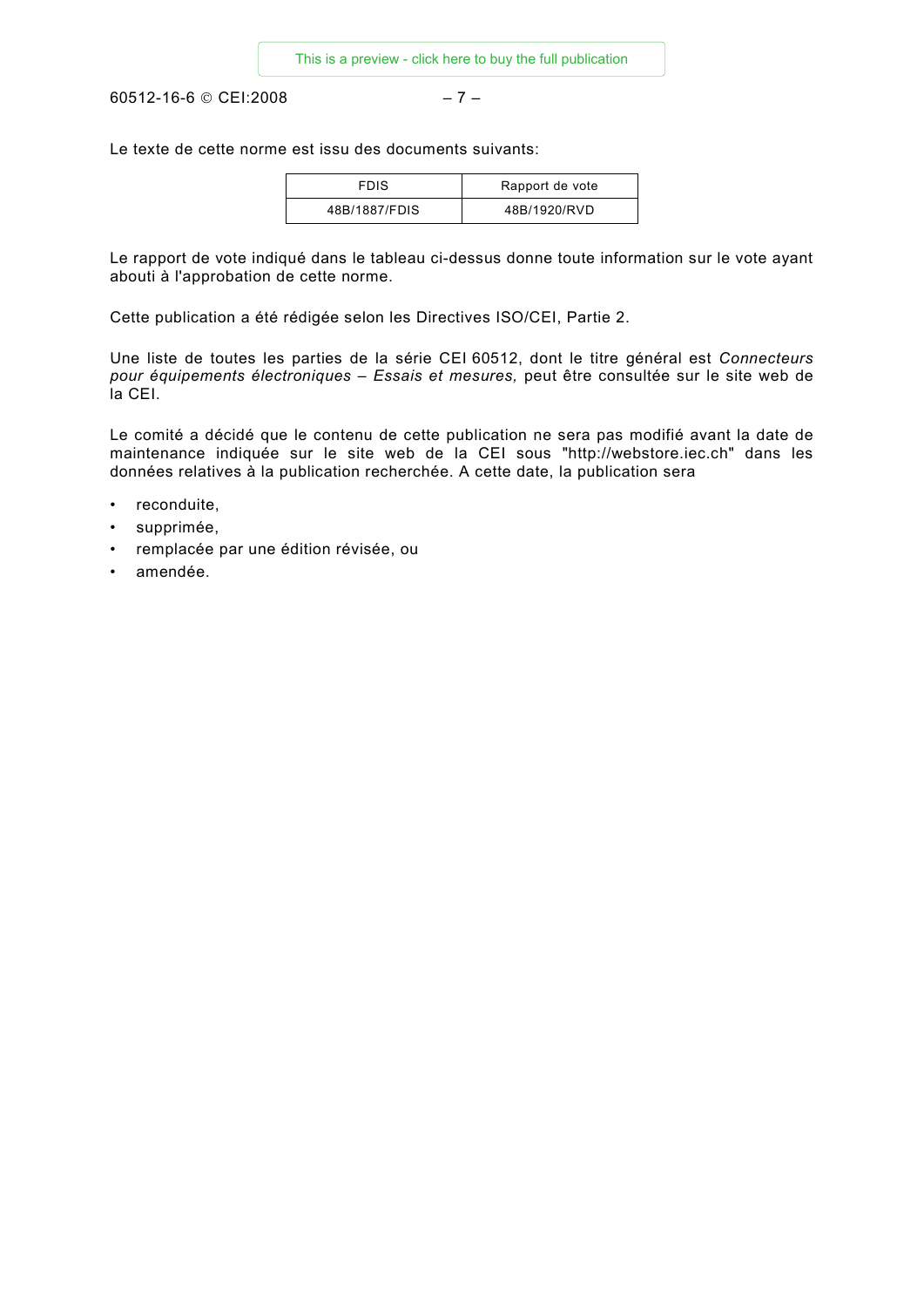Le texte de cette norme est issu des documents suivants:

| FDIS | Rapport de vote |
|---|---|
| 48B/1887/FDIS | 48B/1920/RVD |

Le rapport de vote indiqué dans le tableau ci-dessus donne toute information sur le vote ayant abouti à l'approbation de cette norme.

Cette publication a été rédigée selon les Directives ISO/CEI, Partie 2.

Une liste de toutes les parties de la série CEI 60512, dont le titre général est *Connecteurs pour équipements électroniques – Essais et mesures,* peut être consultée sur le site web de la CEI.

Le comité a décidé que le contenu de cette publication ne sera pas modifié avant la date de maintenance indiquée sur le site web de la CEI sous "http://webstore.iec.ch" dans les données relatives à la publication recherchée. A cette date, la publication sera

- reconduite,
- supprimée,
- remplacée par une édition révisée, ou
- amendée.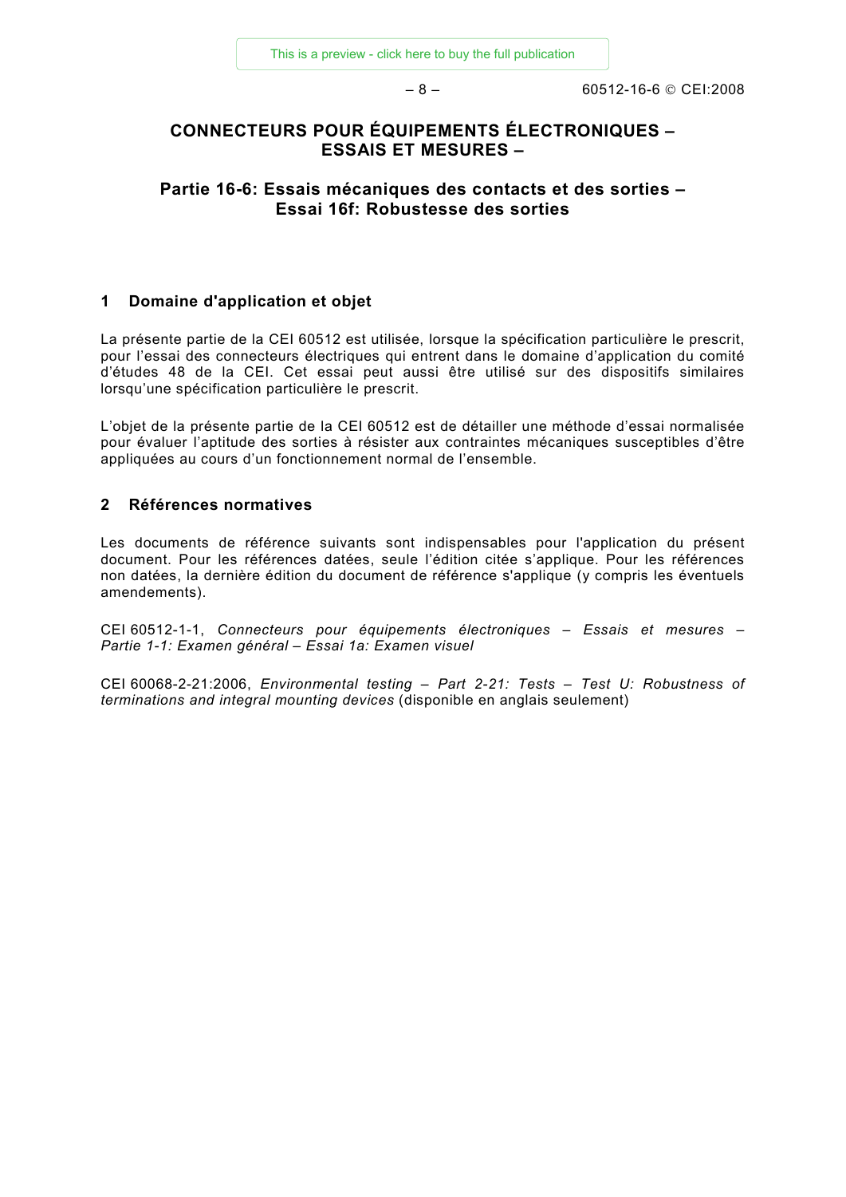# CONNECTEURS POUR ÉQUIPEMENTS ÉLECTRONIQUES – ESSAIS ET MESURES –

## Partie 16-6: Essais mécaniques des contacts et des sorties – Essai 16f: Robustesse des sorties

## 1 Domaine d'application et objet

La présente partie de la CEI 60512 est utilisée, lorsque la spécification particulière le prescrit, pour l'essai des connecteurs électriques qui entrent dans le domaine d'application du comité d'études 48 de la CEI. Cet essai peut aussi être utilisé sur des dispositifs similaires lorsqu'une spécification particulière le prescrit.

L'objet de la présente partie de la CEI 60512 est de détailler une méthode d'essai normalisée pour évaluer l'aptitude des sorties à résister aux contraintes mécaniques susceptibles d'être appliquées au cours d'un fonctionnement normal de l'ensemble.

## 2 Références normatives

Les documents de référence suivants sont indispensables pour l'application du présent document. Pour les références datées, seule l'édition citée s'applique. Pour les références non datées, la dernière édition du document de référence s'applique (y compris les éventuels amendements).

CEI 60512-1-1, *Connecteurs pour équipements électroniques – Essais et mesures – Partie 1-1: Examen général – Essai 1a: Examen visuel*

CEI 60068-2-21:2006, *Environmental testing – Part 2-21: Tests – Test U: Robustness of terminations and integral mounting devices* (disponible en anglais seulement)